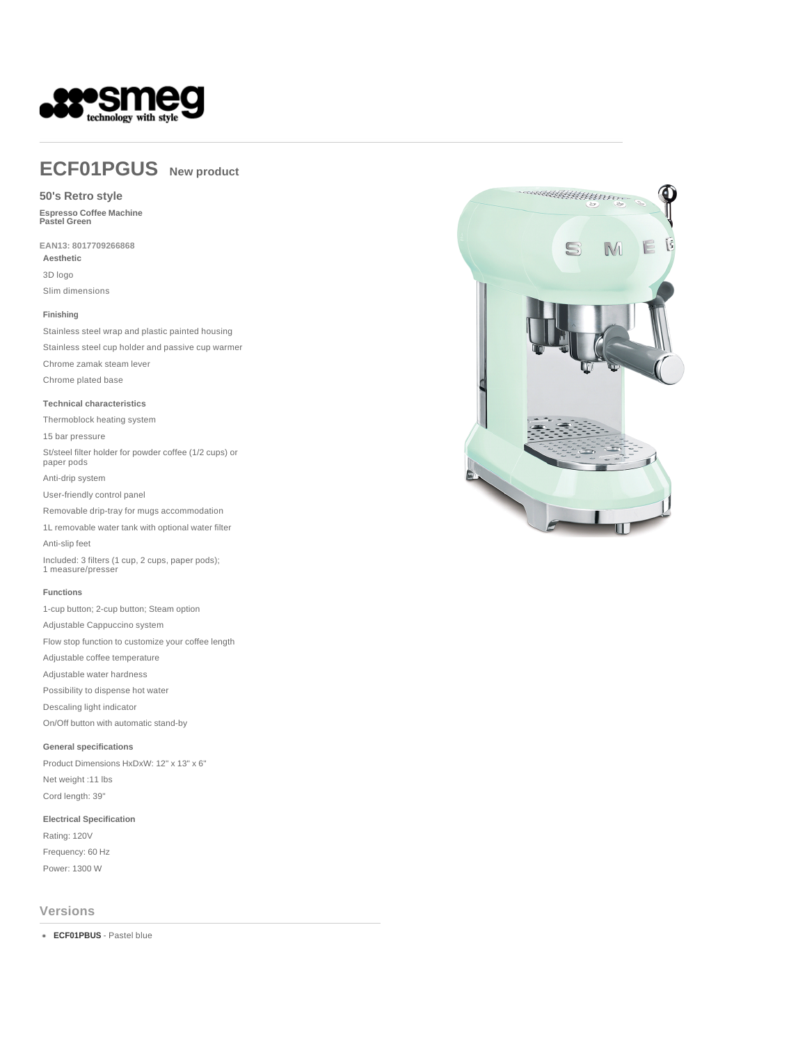smeg
technology with style

# ECF01PGUS New product

## 50's Retro style

**Espresso Coffee Machine**
**Pastel Green**

**EAN13: 8017709266868**

### Aesthetic

3D logo

Slim dimensions

### Finishing

Stainless steel wrap and plastic painted housing

Stainless steel cup holder and passive cup warmer

Chrome zamak steam lever

Chrome plated base

### Technical characteristics

Thermoblock heating system

15 bar pressure

St/steel filter holder for powder coffee (1/2 cups) or paper pods

Anti-drip system

User-friendly control panel

Removable drip-tray for mugs accommodation

1L removable water tank with optional water filter

Anti-slip feet

Included: 3 filters (1 cup, 2 cups, paper pods); 1 measure/presser

### Functions

1-cup button; 2-cup button; Steam option

Adjustable Cappuccino system

Flow stop function to customize your coffee length

Adjustable coffee temperature

Adjustable water hardness

Possibility to dispense hot water

Descaling light indicator

On/Off button with automatic stand-by

### General specifications

Product Dimensions HxDxW: 12" x 13" x 6"

Net weight :11 lbs

Cord length: 39"

### Electrical Specification

Rating: 120V

Frequency: 60 Hz

Power: 1300 W

## Versions

- **ECF01PBUS** - Pastel blue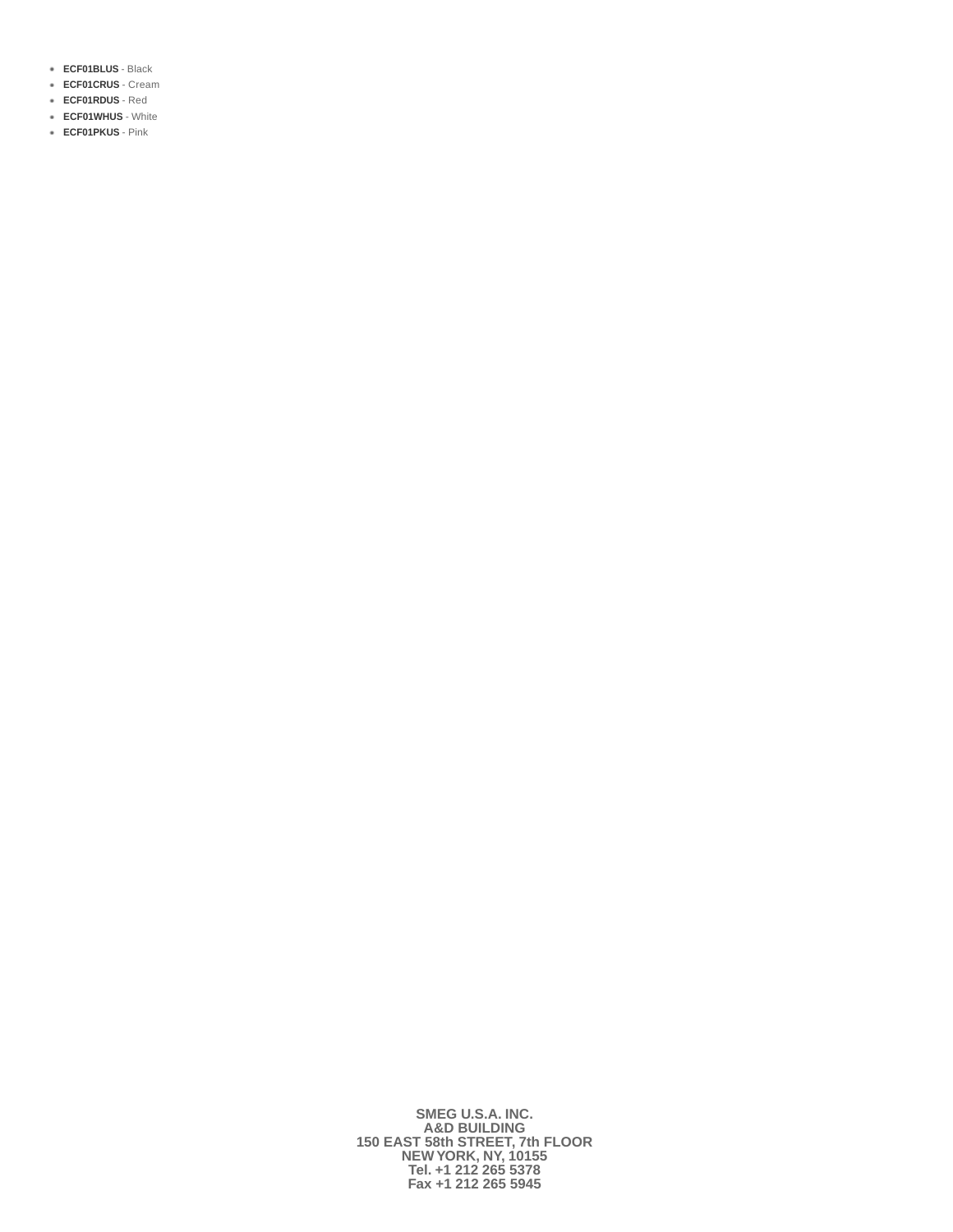- **ECF01BLUS** - Black
- **ECF01CRUS** - Cream
- **ECF01RDUS** - Red
- **ECF01WHUS** - White
- **ECF01PKUS** - Pink

**SMEG U.S.A. INC.**
**A&D BUILDING**
**150 EAST 58th STREET, 7th FLOOR**
**NEW YORK, NY, 10155**
**Tel. +1 212 265 5378**
**Fax +1 212 265 5945**